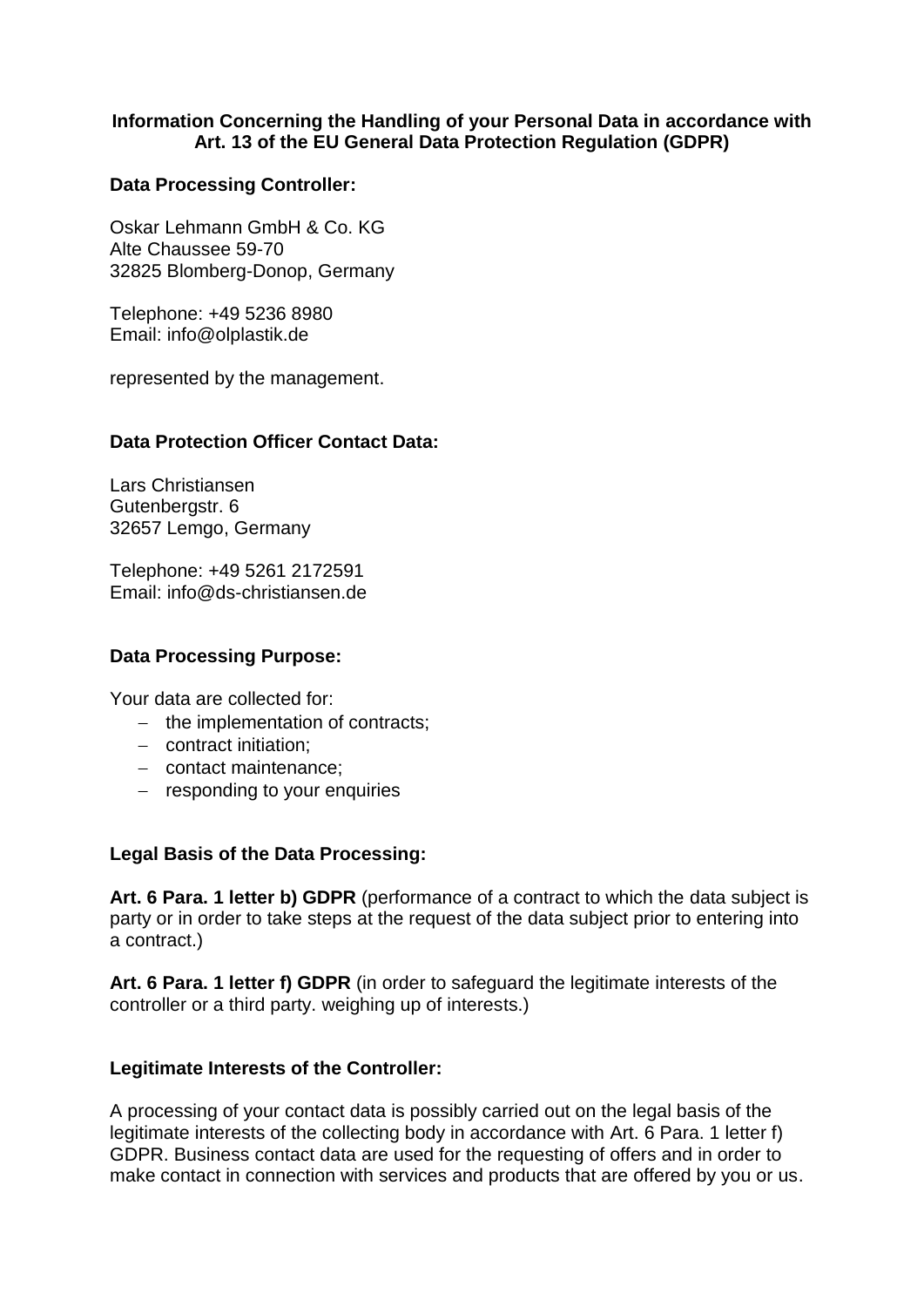**Information Concerning the Handling of your Personal Data in accordance with Art. 13 of the EU General Data Protection Regulation (GDPR)**

**Data Processing Controller:**

Oskar Lehmann GmbH & Co. KG
Alte Chaussee 59-70
32825 Blomberg-Donop, Germany

Telephone: +49 5236 8980
Email: info@olplastik.de

represented by the management.

**Data Protection Officer Contact Data:**

Lars Christiansen
Gutenbergstr. 6
32657 Lemgo, Germany

Telephone: +49 5261 2172591
Email: info@ds-christiansen.de

**Data Processing Purpose:**

Your data are collected for:

- the implementation of contracts;
- contract initiation;
- contact maintenance;
- responding to your enquiries

**Legal Basis of the Data Processing:**

**Art. 6 Para. 1 letter b) GDPR** (performance of a contract to which the data subject is party or in order to take steps at the request of the data subject prior to entering into a contract.)

**Art. 6 Para. 1 letter f) GDPR** (in order to safeguard the legitimate interests of the controller or a third party. weighing up of interests.)

**Legitimate Interests of the Controller:**

A processing of your contact data is possibly carried out on the legal basis of the legitimate interests of the collecting body in accordance with Art. 6 Para. 1 letter f) GDPR. Business contact data are used for the requesting of offers and in order to make contact in connection with services and products that are offered by you or us.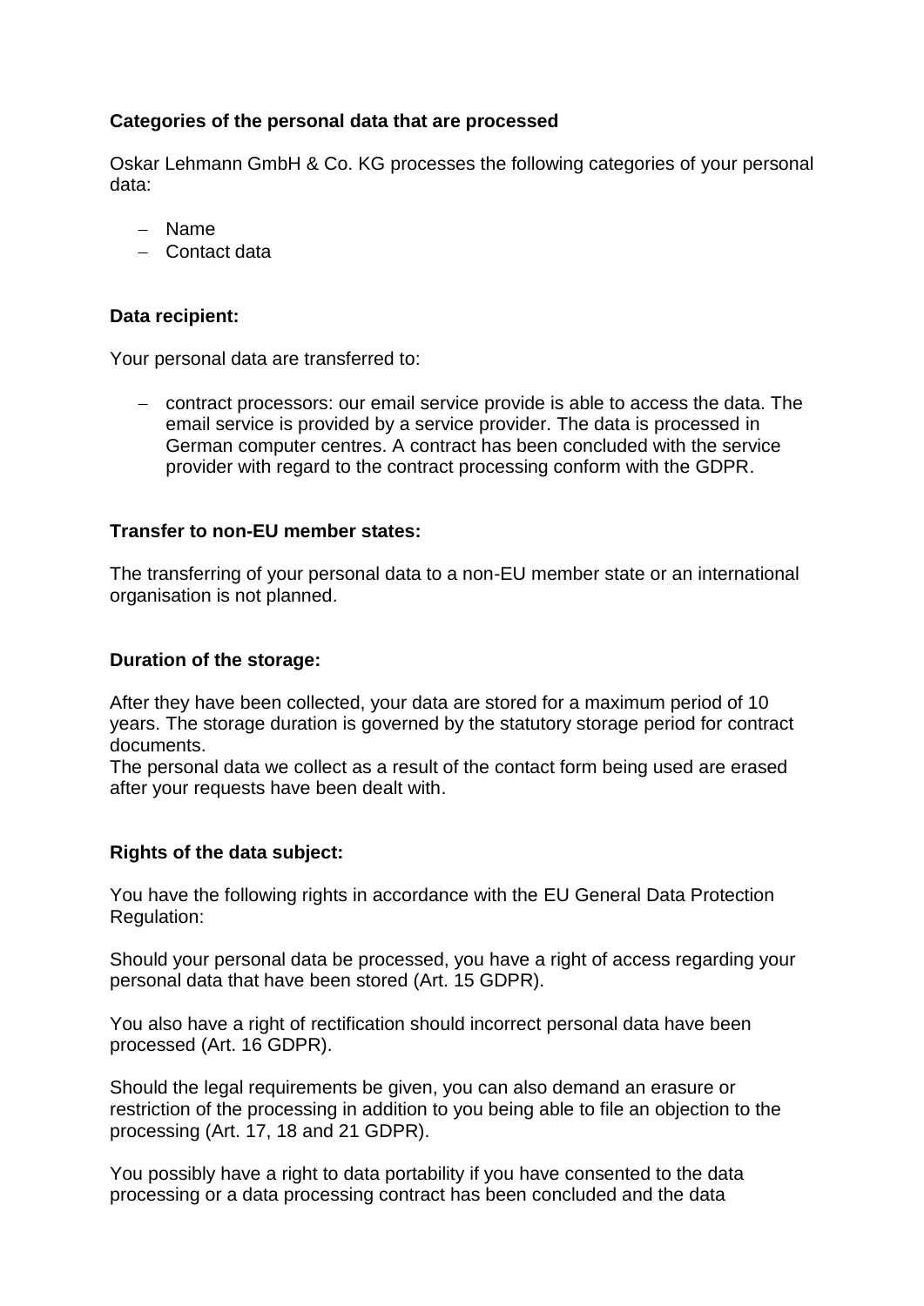**Categories of the personal data that are processed**

Oskar Lehmann GmbH & Co. KG processes the following categories of your personal data:

- Name
- Contact data

**Data recipient:**

Your personal data are transferred to:

- contract processors: our email service provide is able to access the data. The email service is provided by a service provider. The data is processed in German computer centres. A contract has been concluded with the service provider with regard to the contract processing conform with the GDPR.

**Transfer to non-EU member states:**

The transferring of your personal data to a non-EU member state or an international organisation is not planned.

**Duration of the storage:**

After they have been collected, your data are stored for a maximum period of 10 years. The storage duration is governed by the statutory storage period for contract documents.
The personal data we collect as a result of the contact form being used are erased after your requests have been dealt with.

**Rights of the data subject:**

You have the following rights in accordance with the EU General Data Protection Regulation:

Should your personal data be processed, you have a right of access regarding your personal data that have been stored (Art. 15 GDPR).

You also have a right of rectification should incorrect personal data have been processed (Art. 16 GDPR).

Should the legal requirements be given, you can also demand an erasure or restriction of the processing in addition to you being able to file an objection to the processing (Art. 17, 18 and 21 GDPR).

You possibly have a right to data portability if you have consented to the data processing or a data processing contract has been concluded and the data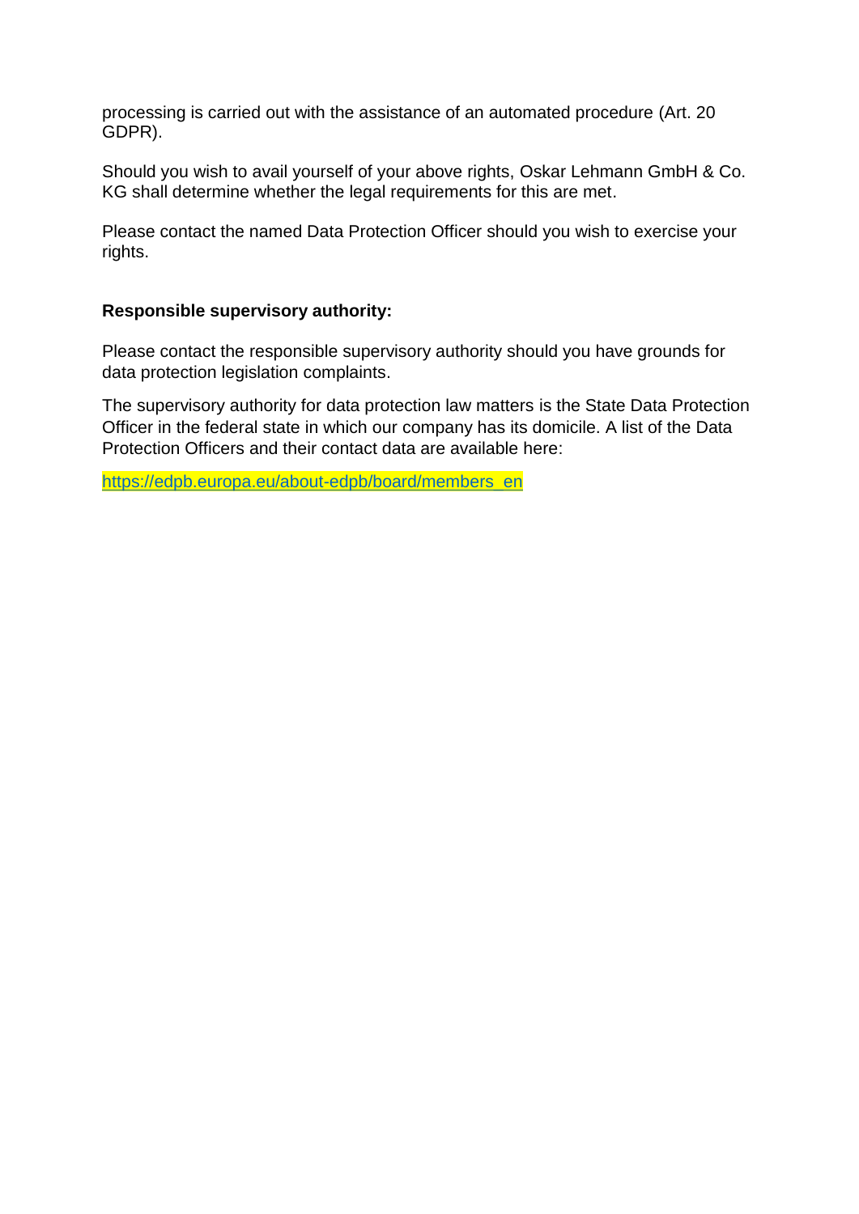processing is carried out with the assistance of an automated procedure (Art. 20 GDPR).

Should you wish to avail yourself of your above rights, Oskar Lehmann GmbH & Co. KG shall determine whether the legal requirements for this are met.

Please contact the named Data Protection Officer should you wish to exercise your rights.

**Responsible supervisory authority:**

Please contact the responsible supervisory authority should you have grounds for data protection legislation complaints.

The supervisory authority for data protection law matters is the State Data Protection Officer in the federal state in which our company has its domicile. A list of the Data Protection Officers and their contact data are available here:

https://edpb.europa.eu/about-edpb/board/members_en